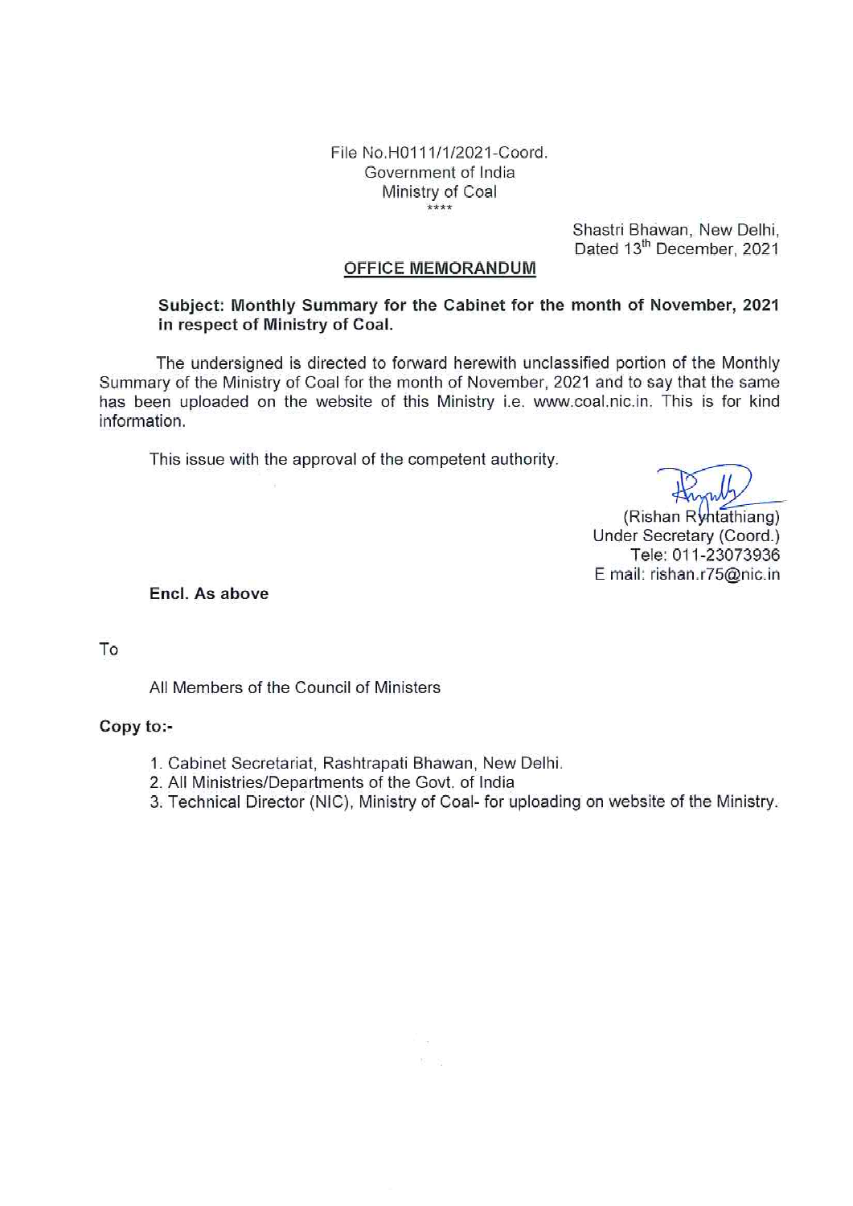File No.H0111/1/2021-Coord.
Government of India
Ministry of Coal
\*\*\*\*

Shastri Bhawan, New Delhi,
Dated 13[th] December, 2021

## OFFICE MEMORANDUM

**Subject: Monthly Summary for the Cabinet for the month of November, 2021 in respect of Ministry of Coal.**

The undersigned is directed to forward herewith unclassified portion of the Monthly Summary of the Ministry of Coal for the month of November, 2021 and to say that the same has been uploaded on the website of this Ministry i.e. www.coal.nic.in. This is for kind information.

This issue with the approval of the competent authority.

(Rishan Ryntathiang)
Under Secretary (Coord.)
Tele: 011-23073936
E mail: rishan.r75@nic.in

**Encl. As above**

To

All Members of the Council of Ministers

**Copy to:-**

1. Cabinet Secretariat, Rashtrapati Bhawan, New Delhi.
2. All Ministries/Departments of the Govt. of India
3. Technical Director (NIC), Ministry of Coal- for uploading on website of the Ministry.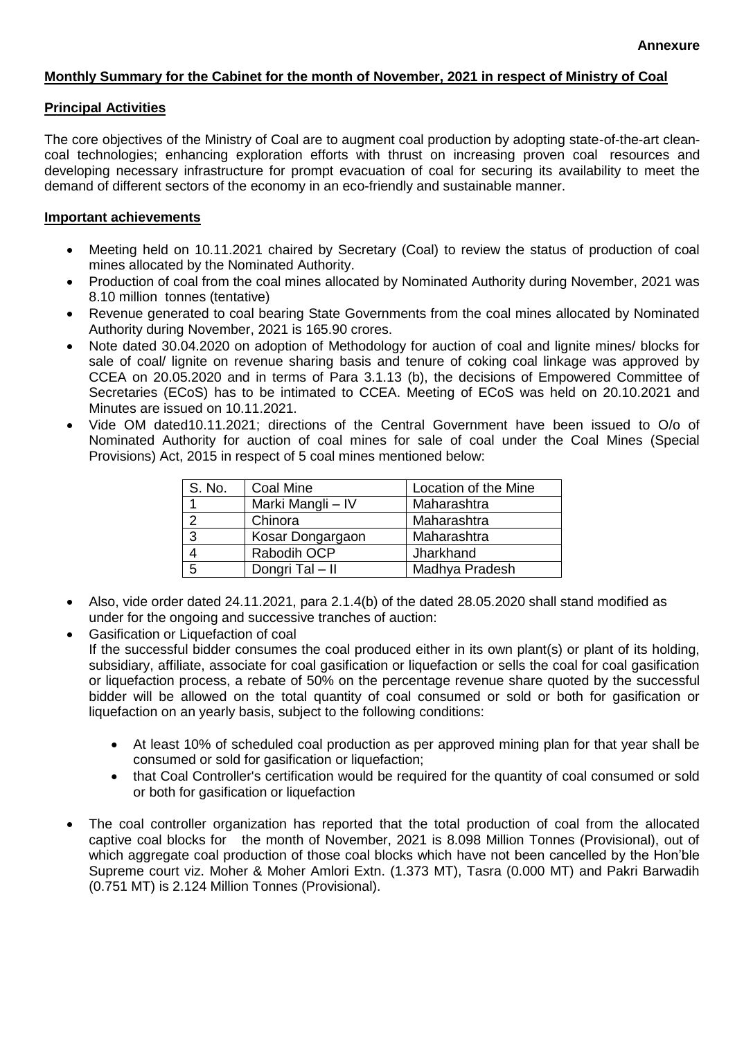**Annexure**

**Monthly Summary for the Cabinet for the month of November, 2021 in respect of Ministry of Coal**

**Principal Activities**

The core objectives of the Ministry of Coal are to augment coal production by adopting state-of-the-art clean-coal technologies; enhancing exploration efforts with thrust on increasing proven coal resources and developing necessary infrastructure for prompt evacuation of coal for securing its availability to meet the demand of different sectors of the economy in an eco-friendly and sustainable manner.

**Important achievements**

- Meeting held on 10.11.2021 chaired by Secretary (Coal) to review the status of production of coal mines allocated by the Nominated Authority.
- Production of coal from the coal mines allocated by Nominated Authority during November, 2021 was 8.10 million tonnes (tentative)
- Revenue generated to coal bearing State Governments from the coal mines allocated by Nominated Authority during November, 2021 is 165.90 crores.
- Note dated 30.04.2020 on adoption of Methodology for auction of coal and lignite mines/ blocks for sale of coal/ lignite on revenue sharing basis and tenure of coking coal linkage was approved by CCEA on 20.05.2020 and in terms of Para 3.1.13 (b), the decisions of Empowered Committee of Secretaries (ECoS) has to be intimated to CCEA. Meeting of ECoS was held on 20.10.2021 and Minutes are issued on 10.11.2021.
- Vide OM dated10.11.2021; directions of the Central Government have been issued to O/o of Nominated Authority for auction of coal mines for sale of coal under the Coal Mines (Special Provisions) Act, 2015 in respect of 5 coal mines mentioned below:

| S. No. | Coal Mine | Location of the Mine |
|---|---|---|
| 1 | Marki Mangli – IV | Maharashtra |
| 2 | Chinora | Maharashtra |
| 3 | Kosar Dongargaon | Maharashtra |
| 4 | Rabodih OCP | Jharkhand |
| 5 | Dongri Tal – II | Madhya Pradesh |

- Also, vide order dated 24.11.2021, para 2.1.4(b) of the dated 28.05.2020 shall stand modified as under for the ongoing and successive tranches of auction:
- Gasification or Liquefaction of coal
  If the successful bidder consumes the coal produced either in its own plant(s) or plant of its holding, subsidiary, affiliate, associate for coal gasification or liquefaction or sells the coal for coal gasification or liquefaction process, a rebate of 50% on the percentage revenue share quoted by the successful bidder will be allowed on the total quantity of coal consumed or sold or both for gasification or liquefaction on an yearly basis, subject to the following conditions:
  - At least 10% of scheduled coal production as per approved mining plan for that year shall be consumed or sold for gasification or liquefaction;
  - that Coal Controller's certification would be required for the quantity of coal consumed or sold or both for gasification or liquefaction
- The coal controller organization has reported that the total production of coal from the allocated captive coal blocks for the month of November, 2021 is 8.098 Million Tonnes (Provisional), out of which aggregate coal production of those coal blocks which have not been cancelled by the Hon'ble Supreme court viz. Moher & Moher Amlori Extn. (1.373 MT), Tasra (0.000 MT) and Pakri Barwadih (0.751 MT) is 2.124 Million Tonnes (Provisional).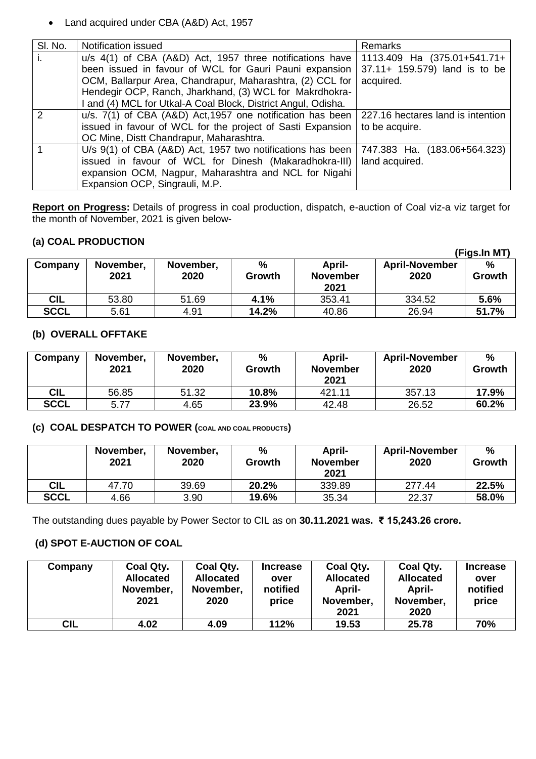- Land acquired under CBA (A&D) Act, 1957

| Sl. No. | Notification issued | Remarks |
|---|---|---|
| i. | u/s 4(1) of CBA (A&D) Act, 1957 three notifications have been issued in favour of WCL for Gauri Pauni expansion OCM, Ballarpur Area, Chandrapur, Maharashtra, (2) CCL for Hendegir OCP, Ranch, Jharkhand, (3) WCL for Makrdhokra-I and (4) MCL for Utkal-A Coal Block, District Angul, Odisha. | 1113.409 Ha (375.01+541.71+ 37.11+ 159.579) land is to be acquired. |
| 2 | u/s. 7(1) of CBA (A&D) Act,1957 one notification has been issued in favour of WCL for the project of Sasti Expansion OC Mine, Distt Chandrapur, Maharashtra. | 227.16 hectares land is intention to be acquire. |
| 1 | U/s 9(1) of CBA (A&D) Act, 1957 two notifications has been issued in favour of WCL for Dinesh (Makaradhokra-III) expansion OCM, Nagpur, Maharashtra and NCL for Nigahi Expansion OCP, Singrauli, M.P. | 747.383 Ha. (183.06+564.323) land acquired. |

**Report on Progress:** Details of progress in coal production, dispatch, e-auction of Coal viz-a viz target for the month of November, 2021 is given below-

### (a) COAL PRODUCTION

**(Figs.In MT)**

| Company | November, 2021 | November, 2020 | % Growth | April-November 2021 | April-November 2020 | % Growth |
|---|---|---|---|---|---|---|
| **CIL** | 53.80 | 51.69 | **4.1%** | 353.41 | 334.52 | **5.6%** |
| **SCCL** | 5.61 | 4.91 | **14.2%** | 40.86 | 26.94 | **51.7%** |

### (b) OVERALL OFFTAKE

| Company | November, 2021 | November, 2020 | % Growth | April-November 2021 | April-November 2020 | % Growth |
|---|---|---|---|---|---|---|
| **CIL** | 56.85 | 51.32 | **10.8%** | 421.11 | 357.13 | **17.9%** |
| **SCCL** | 5.77 | 4.65 | **23.9%** | 42.48 | 26.52 | **60.2%** |

### (c) COAL DESPATCH TO POWER (COAL AND COAL PRODUCTS)

| | November, 2021 | November, 2020 | % Growth | April-November 2021 | April-November 2020 | % Growth |
|---|---|---|---|---|---|---|
| **CIL** | 47.70 | 39.69 | **20.2%** | 339.89 | 277.44 | **22.5%** |
| **SCCL** | 4.66 | 3.90 | **19.6%** | 35.34 | 22.37 | **58.0%** |

The outstanding dues payable by Power Sector to CIL as on **30.11.2021 was. ₹ 15,243.26 crore.**

### (d) SPOT E-AUCTION OF COAL

| Company | Coal Qty. Allocated November, 2021 | Coal Qty. Allocated November, 2020 | Increase over notified price | Coal Qty. Allocated April-November, 2021 | Coal Qty. Allocated April-November, 2020 | Increase over notified price |
|---|---|---|---|---|---|---|
| **CIL** | **4.02** | **4.09** | **112%** | **19.53** | **25.78** | **70%** |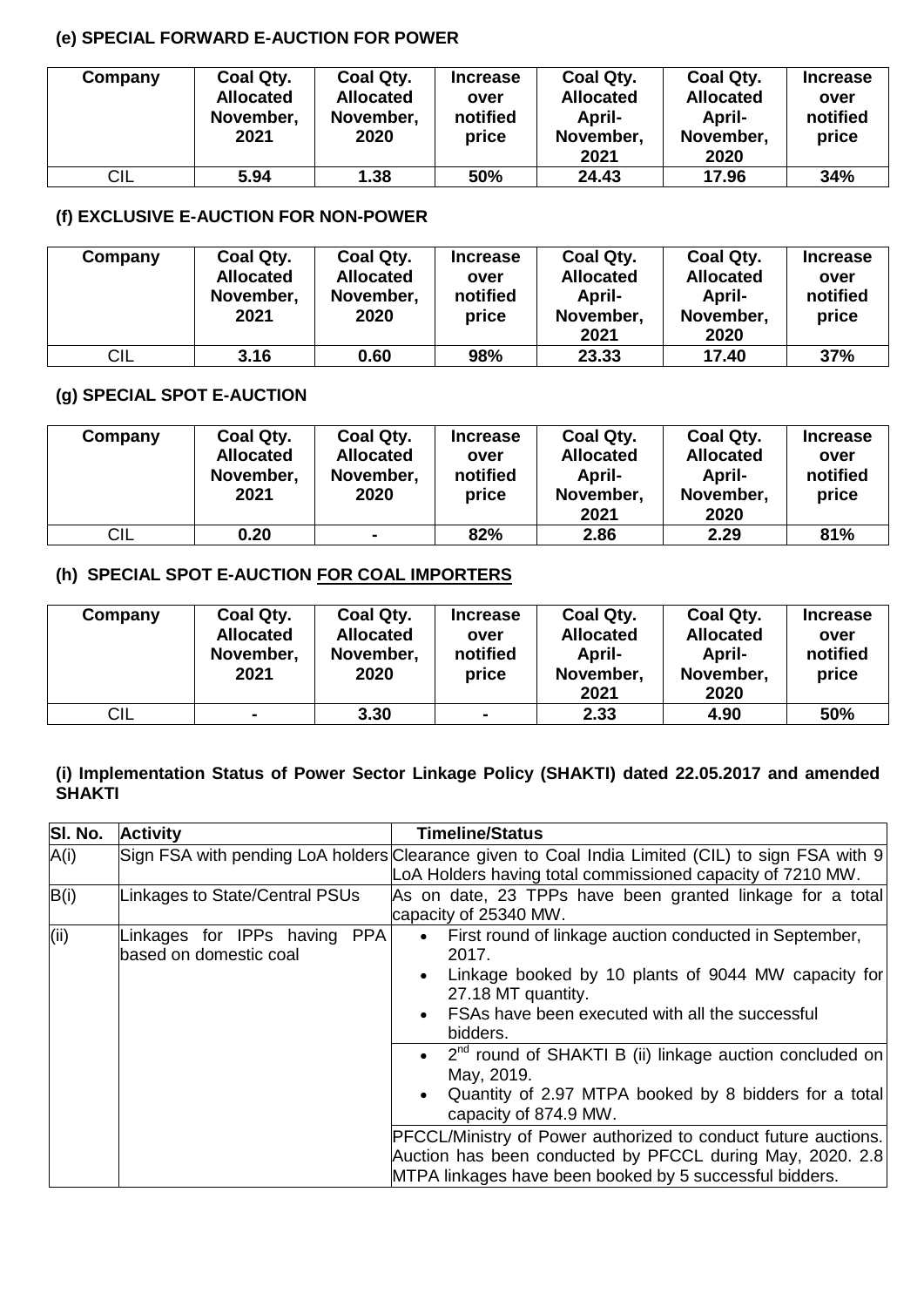### (e) SPECIAL FORWARD E-AUCTION FOR POWER

| Company | Coal Qty. Allocated November, 2021 | Coal Qty. Allocated November, 2020 | Increase over notified price | Coal Qty. Allocated April-November, 2021 | Coal Qty. Allocated April-November, 2020 | Increase over notified price |
|---|---|---|---|---|---|---|
| CIL | **5.94** | **1.38** | **50%** | **24.43** | **17.96** | **34%** |

### (f) EXCLUSIVE E-AUCTION FOR NON-POWER

| Company | Coal Qty. Allocated November, 2021 | Coal Qty. Allocated November, 2020 | Increase over notified price | Coal Qty. Allocated April-November, 2021 | Coal Qty. Allocated April-November, 2020 | Increase over notified price |
|---|---|---|---|---|---|---|
| CIL | **3.16** | **0.60** | **98%** | **23.33** | **17.40** | **37%** |

### (g) SPECIAL SPOT E-AUCTION

| Company | Coal Qty. Allocated November, 2021 | Coal Qty. Allocated November, 2020 | Increase over notified price | Coal Qty. Allocated April-November, 2021 | Coal Qty. Allocated April-November, 2020 | Increase over notified price |
|---|---|---|---|---|---|---|
| CIL | **0.20** | **-** | **82%** | **2.86** | **2.29** | **81%** |

### (h) SPECIAL SPOT E-AUCTION FOR COAL IMPORTERS

| Company | Coal Qty. Allocated November, 2021 | Coal Qty. Allocated November, 2020 | Increase over notified price | Coal Qty. Allocated April-November, 2021 | Coal Qty. Allocated April-November, 2020 | Increase over notified price |
|---|---|---|---|---|---|---|
| CIL | **-** | **3.30** | **-** | **2.33** | **4.90** | **50%** |

### (i) Implementation Status of Power Sector Linkage Policy (SHAKTI) dated 22.05.2017 and amended SHAKTI

| Sl. No. | Activity | Timeline/Status |
|---|---|---|
| A(i) | Sign FSA with pending LoA holders | Clearance given to Coal India Limited (CIL) to sign FSA with 9 LoA Holders having total commissioned capacity of 7210 MW. |
| B(i) | Linkages to State/Central PSUs | As on date, 23 TPPs have been granted linkage for a total capacity of 25340 MW. |
| (ii) | Linkages for IPPs having PPA based on domestic coal | • First round of linkage auction conducted in September, 2017.<br>• Linkage booked by 10 plants of 9044 MW capacity for 27.18 MT quantity.<br>• FSAs have been executed with all the successful bidders.<br>• 2nd round of SHAKTI B (ii) linkage auction concluded on May, 2019.<br>• Quantity of 2.97 MTPA booked by 8 bidders for a total capacity of 874.9 MW.<br>PFCCL/Ministry of Power authorized to conduct future auctions. Auction has been conducted by PFCCL during May, 2020. 2.8 MTPA linkages have been booked by 5 successful bidders. |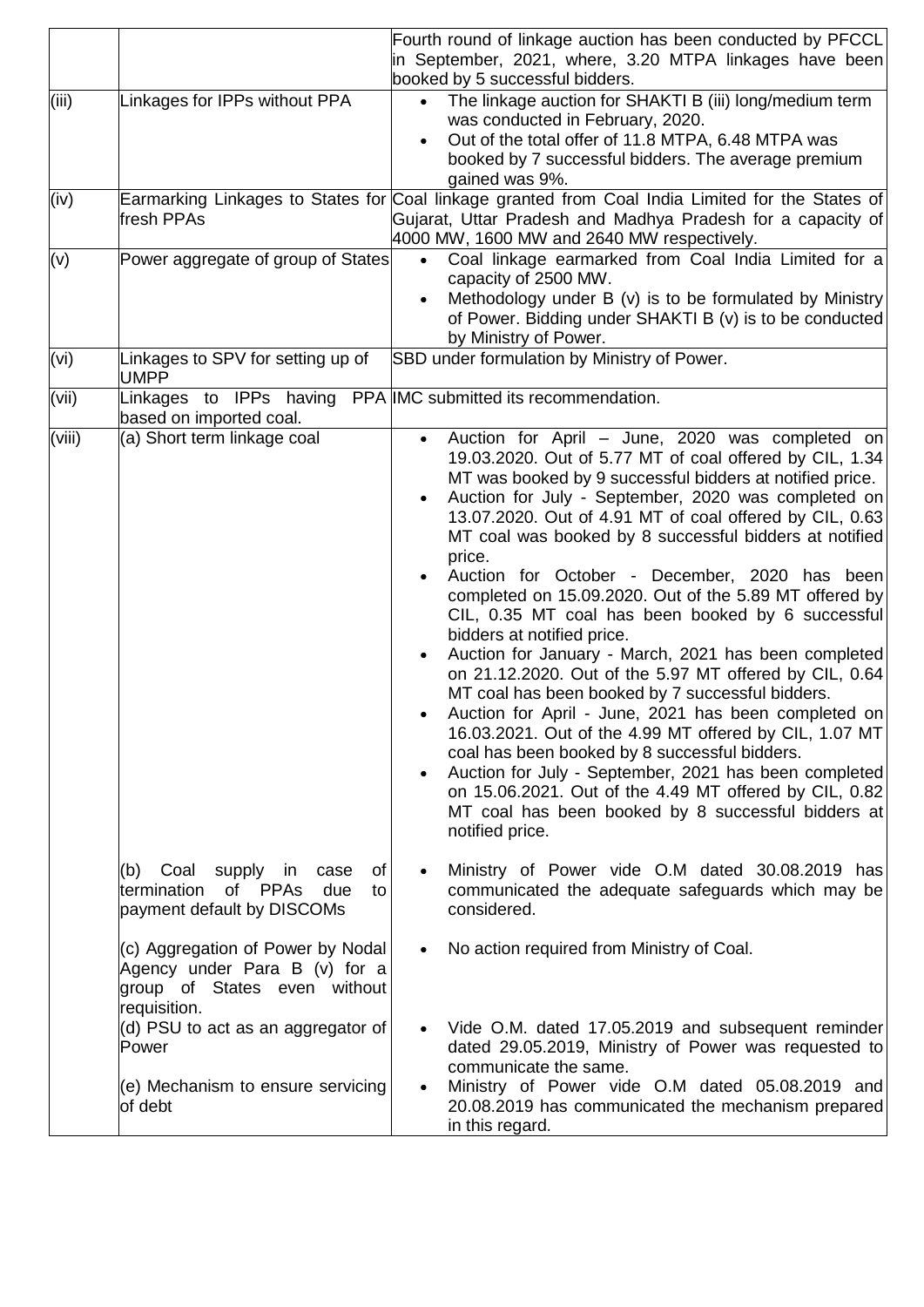| | | |
|---|---|---|
| | | Fourth round of linkage auction has been conducted by PFCCL in September, 2021, where, 3.20 MTPA linkages have been booked by 5 successful bidders. |
| (iii) | Linkages for IPPs without PPA | • The linkage auction for SHAKTI B (iii) long/medium term was conducted in February, 2020.<br>• Out of the total offer of 11.8 MTPA, 6.48 MTPA was booked by 7 successful bidders. The average premium gained was 9%. |
| (iv) | Earmarking Linkages to States for fresh PPAs | Coal linkage granted from Coal India Limited for the States of Gujarat, Uttar Pradesh and Madhya Pradesh for a capacity of 4000 MW, 1600 MW and 2640 MW respectively. |
| (v) | Power aggregate of group of States | • Coal linkage earmarked from Coal India Limited for a capacity of 2500 MW.<br>• Methodology under B (v) is to be formulated by Ministry of Power. Bidding under SHAKTI B (v) is to be conducted by Ministry of Power. |
| (vi) | Linkages to SPV for setting up of UMPP | SBD under formulation by Ministry of Power. |
| (vii) | Linkages to IPPs having PPA based on imported coal. | IMC submitted its recommendation. |
| (viii) | (a) Short term linkage coal | • Auction for April – June, 2020 was completed on 19.03.2020. Out of 5.77 MT of coal offered by CIL, 1.34 MT was booked by 9 successful bidders at notified price.<br>• Auction for July - September, 2020 was completed on 13.07.2020. Out of 4.91 MT of coal offered by CIL, 0.63 MT coal was booked by 8 successful bidders at notified price.<br>• Auction for October - December, 2020 has been completed on 15.09.2020. Out of the 5.89 MT offered by CIL, 0.35 MT coal has been booked by 6 successful bidders at notified price.<br>• Auction for January - March, 2021 has been completed on 21.12.2020. Out of the 5.97 MT offered by CIL, 0.64 MT coal has been booked by 7 successful bidders.<br>• Auction for April - June, 2021 has been completed on 16.03.2021. Out of the 4.99 MT offered by CIL, 1.07 MT coal has been booked by 8 successful bidders.<br>• Auction for July - September, 2021 has been completed on 15.06.2021. Out of the 4.49 MT offered by CIL, 0.82 MT coal has been booked by 8 successful bidders at notified price. |
| | (b) Coal supply in case of termination of PPAs due to payment default by DISCOMs | • Ministry of Power vide O.M dated 30.08.2019 has communicated the adequate safeguards which may be considered. |
| | (c) Aggregation of Power by Nodal Agency under Para B (v) for a group of States even without requisition. | • No action required from Ministry of Coal. |
| | (d) PSU to act as an aggregator of Power | • Vide O.M. dated 17.05.2019 and subsequent reminder dated 29.05.2019, Ministry of Power was requested to communicate the same. |
| | (e) Mechanism to ensure servicing of debt | • Ministry of Power vide O.M dated 05.08.2019 and 20.08.2019 has communicated the mechanism prepared in this regard. |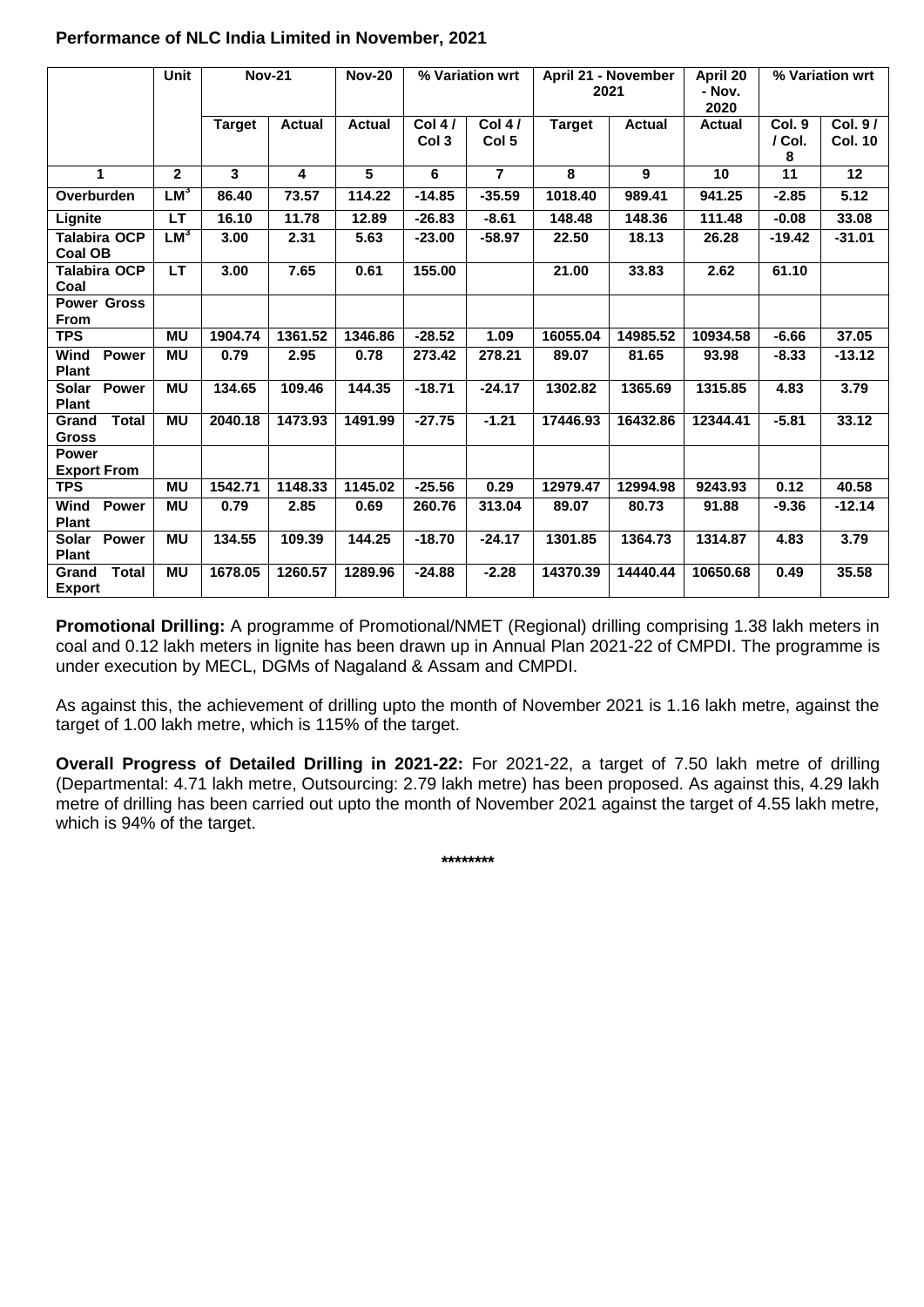**Performance of NLC India Limited in November, 2021**

| | Unit | Nov-21 | | Nov-20 | % Variation wrt | | April 21 - November 2021 | | April 20 - Nov. 2020 | % Variation wrt | |
|---|---|---|---|---|---|---|---|---|---|---|---|
| | | Target | Actual | Actual | Col 4 / Col 3 | Col 4 / Col 5 | Target | Actual | Actual | Col. 9 / Col. 8 | Col. 9 / Col. 10 |
| 1 | 2 | 3 | 4 | 5 | 6 | 7 | 8 | 9 | 10 | 11 | 12 |
| Overburden | $LM^3$ | 86.40 | 73.57 | 114.22 | -14.85 | -35.59 | 1018.40 | 989.41 | 941.25 | -2.85 | 5.12 |
| Lignite | LT | 16.10 | 11.78 | 12.89 | -26.83 | -8.61 | 148.48 | 148.36 | 111.48 | -0.08 | 33.08 |
| Talabira OCP Coal OB | $LM^3$ | 3.00 | 2.31 | 5.63 | -23.00 | -58.97 | 22.50 | 18.13 | 26.28 | -19.42 | -31.01 |
| Talabira OCP Coal | LT | 3.00 | 7.65 | 0.61 | 155.00 | | 21.00 | 33.83 | 2.62 | 61.10 | |
| Power Gross From | | | | | | | | | | | |
| TPS | MU | 1904.74 | 1361.52 | 1346.86 | -28.52 | 1.09 | 16055.04 | 14985.52 | 10934.58 | -6.66 | 37.05 |
| Wind Power Plant | MU | 0.79 | 2.95 | 0.78 | 273.42 | 278.21 | 89.07 | 81.65 | 93.98 | -8.33 | -13.12 |
| Solar Power Plant | MU | 134.65 | 109.46 | 144.35 | -18.71 | -24.17 | 1302.82 | 1365.69 | 1315.85 | 4.83 | 3.79 |
| Grand Total Gross | MU | 2040.18 | 1473.93 | 1491.99 | -27.75 | -1.21 | 17446.93 | 16432.86 | 12344.41 | -5.81 | 33.12 |
| Power Export From | | | | | | | | | | | |
| TPS | MU | 1542.71 | 1148.33 | 1145.02 | -25.56 | 0.29 | 12979.47 | 12994.98 | 9243.93 | 0.12 | 40.58 |
| Wind Power Plant | MU | 0.79 | 2.85 | 0.69 | 260.76 | 313.04 | 89.07 | 80.73 | 91.88 | -9.36 | -12.14 |
| Solar Power Plant | MU | 134.55 | 109.39 | 144.25 | -18.70 | -24.17 | 1301.85 | 1364.73 | 1314.87 | 4.83 | 3.79 |
| Grand Total Export | MU | 1678.05 | 1260.57 | 1289.96 | -24.88 | -2.28 | 14370.39 | 14440.44 | 10650.68 | 0.49 | 35.58 |

**Promotional Drilling:** A programme of Promotional/NMET (Regional) drilling comprising 1.38 lakh meters in coal and 0.12 lakh meters in lignite has been drawn up in Annual Plan 2021-22 of CMPDI. The programme is under execution by MECL, DGMs of Nagaland & Assam and CMPDI.

As against this, the achievement of drilling upto the month of November 2021 is 1.16 lakh metre, against the target of 1.00 lakh metre, which is 115% of the target.

**Overall Progress of Detailed Drilling in 2021-22:** For 2021-22, a target of 7.50 lakh metre of drilling (Departmental: 4.71 lakh metre, Outsourcing: 2.79 lakh metre) has been proposed. As against this, 4.29 lakh metre of drilling has been carried out upto the month of November 2021 against the target of 4.55 lakh metre, which is 94% of the target.

********